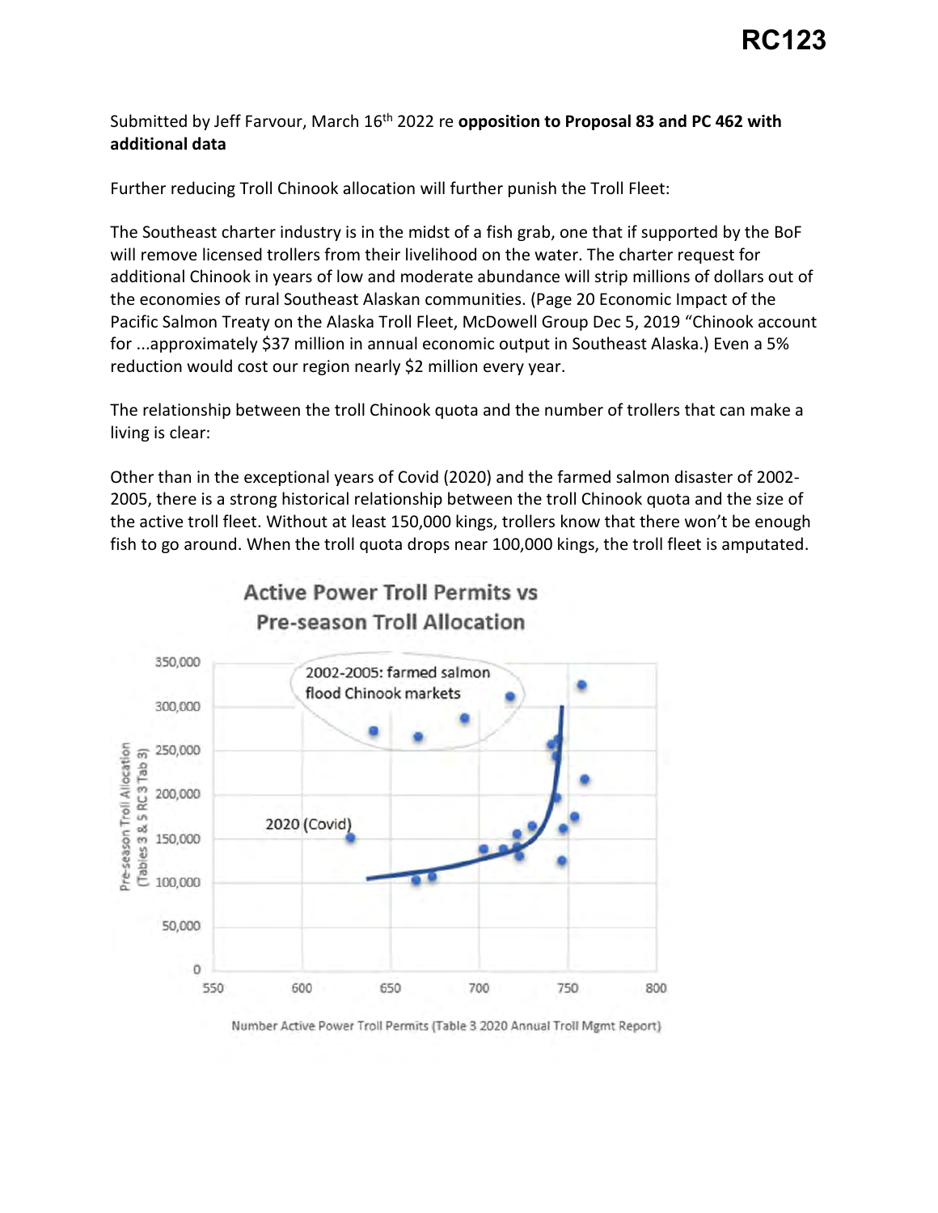# RC123

Submitted by Jeff Farvour, March 16th 2022 re **opposition to Proposal 83 and PC 462 with additional data**

Further reducing Troll Chinook allocation will further punish the Troll Fleet:

The Southeast charter industry is in the midst of a fish grab, one that if supported by the BoF will remove licensed trollers from their livelihood on the water. The charter request for additional Chinook in years of low and moderate abundance will strip millions of dollars out of the economies of rural Southeast Alaskan communities. (Page 20 Economic Impact of the Pacific Salmon Treaty on the Alaska Troll Fleet, McDowell Group Dec 5, 2019 "Chinook account for ...approximately $37 million in annual economic output in Southeast Alaska.) Even a 5% reduction would cost our region nearly $2 million every year.

The relationship between the troll Chinook quota and the number of trollers that can make a living is clear:

Other than in the exceptional years of Covid (2020) and the farmed salmon disaster of 2002-2005, there is a strong historical relationship between the troll Chinook quota and the size of the active troll fleet. Without at least 150,000 kings, trollers know that there won't be enough fish to go around. When the troll quota drops near 100,000 kings, the troll fleet is amputated.

Active Power Troll Permits vs Pre-season Troll Allocation

2002-2005: farmed salmon flood Chinook markets

2020 (Covid)

Pre-season Troll Allocation (Tables 3 & 5 RC3 Tab 3)

350,000
300,000
250,000
200,000
150,000
100,000
50,000
0

550 600 650 700 750 800

Number Active Power Troll Permits (Table 3 2020 Annual Troll Mgmt Report)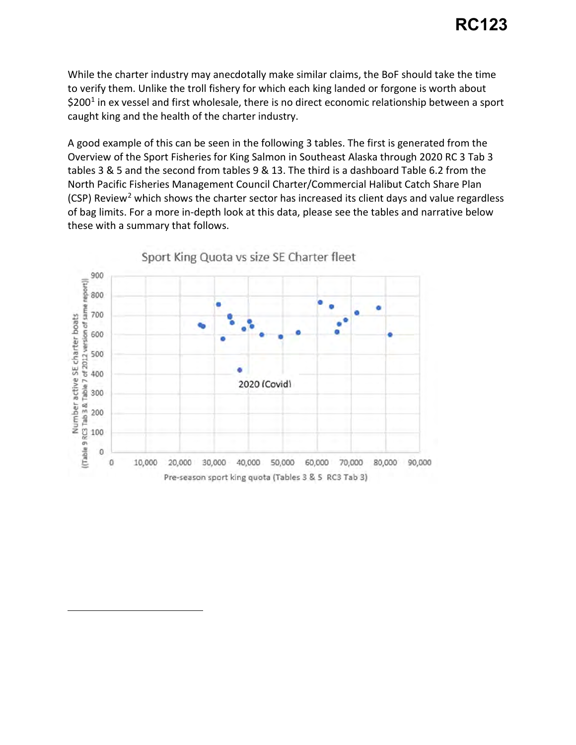While the charter industry may anecdotally make similar claims, the BoF should take the time to verify them. Unlike the troll fishery for which each king landed or forgone is worth about $200[1] in ex vessel and first wholesale, there is no direct economic relationship between a sport caught king and the health of the charter industry.

A good example of this can be seen in the following 3 tables. The first is generated from the Overview of the Sport Fisheries for King Salmon in Southeast Alaska through 2020 RC 3 Tab 3 tables 3 & 5 and the second from tables 9 & 13. The third is a dashboard Table 6.2 from the North Pacific Fisheries Management Council Charter/Commercial Halibut Catch Share Plan (CSP) Review[2] which shows the charter sector has increased its client days and value regardless of bag limits. For a more in-depth look at this data, please see the tables and narrative below these with a summary that follows.

Sport King Quota vs size SE Charter fleet

Number active SE charter boats
((Table 9 RC3 Tab 3 & Table 7 of 2012 version of same report))

900
800
700
600
500
400
300
200
100
0

2020 (Covid)

0 10,000 20,000 30,000 40,000 50,000 60,000 70,000 80,000 90,000

Pre-season sport king quota (Tables 3 & 5 RC3 Tab 3)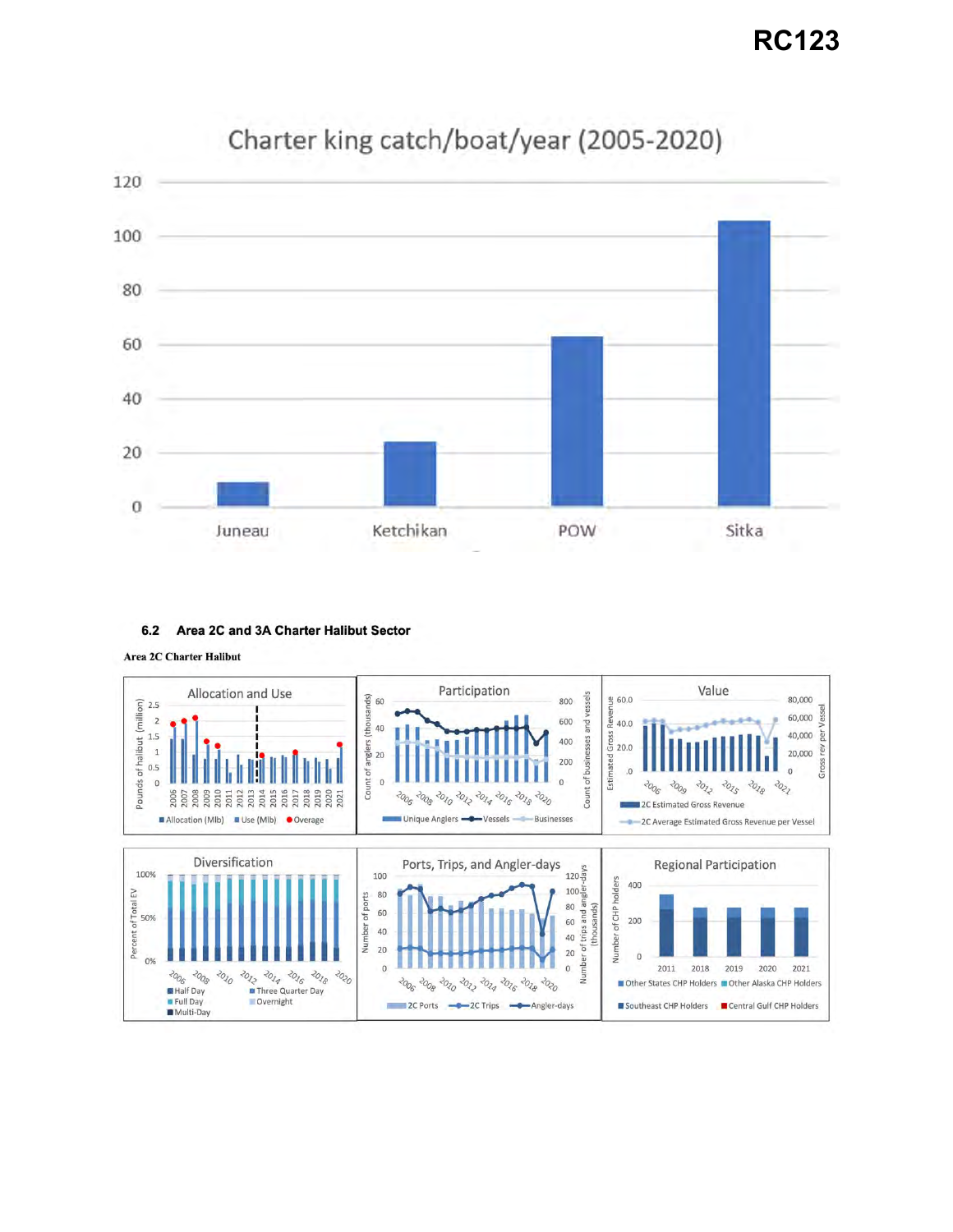RC123

Charter king catch/boat/year (2005-2020)

120
100
80
60
40
20
0

Juneau
Ketchikan
POW
Sitka

### 6.2 Area 2C and 3A Charter Halibut Sector

**Area 2C Charter Halibut**

Allocation and Use

Pounds of halibut (million)
2.5
2
1.5
1
0.5
0
2006 2007 2008 2009 2010 2011 2012 2013 2014 2015 2016 2017 2018 2019 2020 2021

Allocation (Mlb) Use (Mlb) Overage

Participation

Count of anglers (thousands)
60
40
20
0
Count of businesses and vessels
800
600
400
200
0
2006 2008 2010 2012 2014 2016 2018 2020

Unique Anglers Vessels Businesses

Value

Estimated Gross Revenue
60.0
40.0
20.0
.0
Gross rev per Vessel
80,000
60,000
40,000
20,000
0
2006 2009 2012 2015 2018 2021

2C Estimated Gross Revenue
2C Average Estimated Gross Revenue per Vessel

Diversification

Percent of Total EV
100%
50%
0%
2006 2008 2010 2012 2014 2016 2018 2020

Half Day
Three Quarter Day
Full Day
Overnight
Multi-Day

Ports, Trips, and Angler-days

Number of ports
100
80
60
40
20
0
Number of trips and angler-days (thousands)
120
100
80
60
40
20
0
2006 2008 2010 2012 2014 2016 2018 2020

2C Ports 2C Trips Angler-days

Regional Participation

Number of CHP holders
400
200
0
2011 2018 2019 2020 2021

Other States CHP Holders Other Alaska CHP Holders
Southeast CHP Holders Central Gulf CHP Holders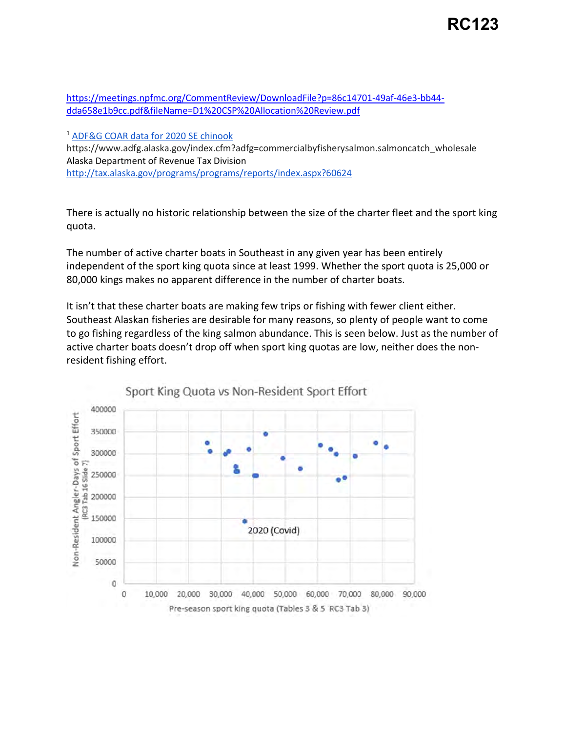https://meetings.npfmc.org/CommentReview/DownloadFile?p=86c14701-49af-46e3-bb44-dda658e1b9cc.pdf&fileName=D1%20CSP%20Allocation%20Review.pdf

[1] ADF&G COAR data for 2020 SE chinook
https://www.adfg.alaska.gov/index.cfm?adfg=commercialbyfisherysalmon.salmoncatch_wholesale
Alaska Department of Revenue Tax Division
http://tax.alaska.gov/programs/programs/reports/index.aspx?60624

There is actually no historic relationship between the size of the charter fleet and the sport king quota.

The number of active charter boats in Southeast in any given year has been entirely independent of the sport king quota since at least 1999. Whether the sport quota is 25,000 or 80,000 kings makes no apparent difference in the number of charter boats.

It isn't that these charter boats are making few trips or fishing with fewer client either. Southeast Alaskan fisheries are desirable for many reasons, so plenty of people want to come to go fishing regardless of the king salmon abundance. This is seen below. Just as the number of active charter boats doesn't drop off when sport king quotas are low, neither does the non-resident fishing effort.

Sport King Quota vs Non-Resident Sport Effort

Non-Resident Angler-Days of Sport Effort (RC3 Tab 16 Slide 7)

2020 (Covid)

Pre-season sport king quota (Tables 3 & 5 RC3 Tab 3)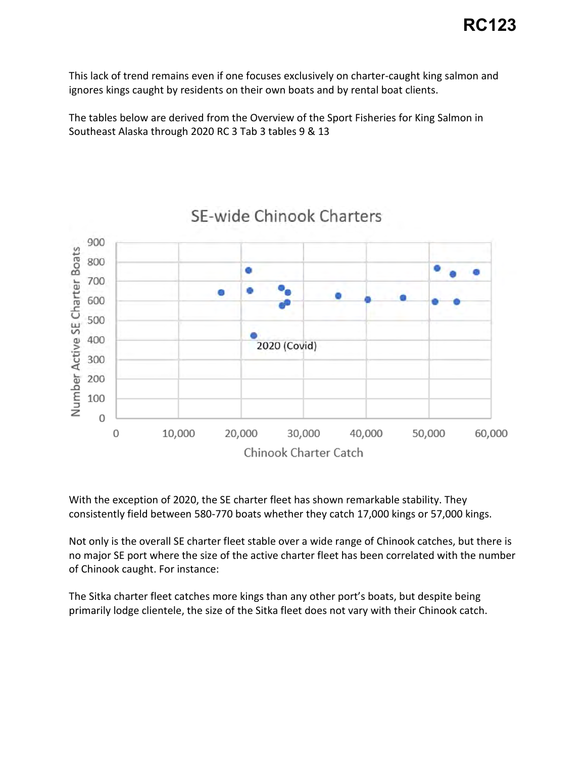This lack of trend remains even if one focuses exclusively on charter-caught king salmon and ignores kings caught by residents on their own boats and by rental boat clients.

The tables below are derived from the Overview of the Sport Fisheries for King Salmon in Southeast Alaska through 2020 RC 3 Tab 3 tables 9 & 13

SE-wide Chinook Charters

Number Active SE Charter Boats

900
800
700
600
500
400
300
200
100
0

0 10,000 20,000 30,000 40,000 50,000 60,000

Chinook Charter Catch

2020 (Covid)

With the exception of 2020, the SE charter fleet has shown remarkable stability. They consistently field between 580-770 boats whether they catch 17,000 kings or 57,000 kings.

Not only is the overall SE charter fleet stable over a wide range of Chinook catches, but there is no major SE port where the size of the active charter fleet has been correlated with the number of Chinook caught. For instance:

The Sitka charter fleet catches more kings than any other port's boats, but despite being primarily lodge clientele, the size of the Sitka fleet does not vary with their Chinook catch.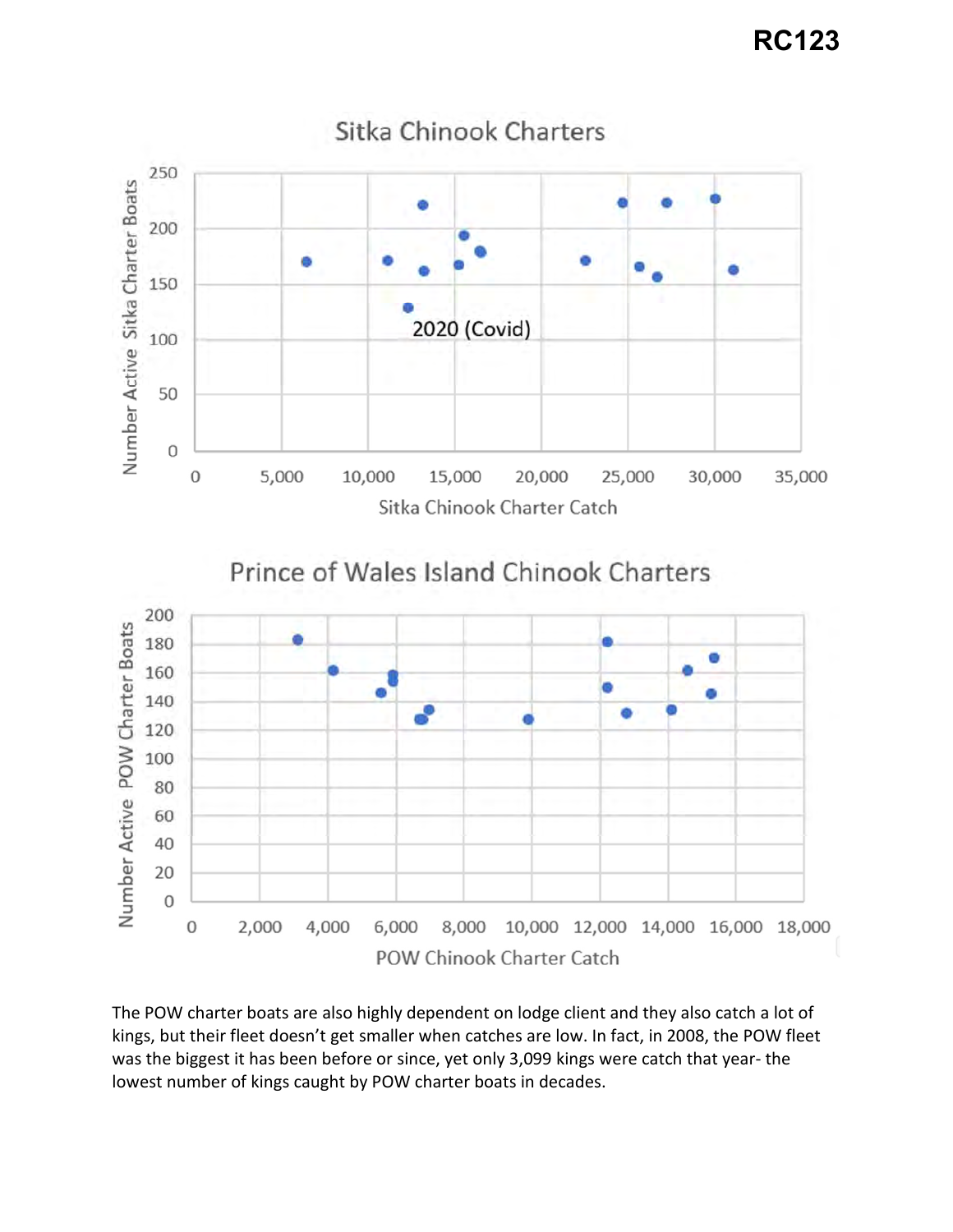RC123

Sitka Chinook Charters

Number Active Sitka Charter Boats

250
200
150
100
50
0

0 5,000 10,000 15,000 20,000 25,000 30,000 35,000

Sitka Chinook Charter Catch

2020 (Covid)

Prince of Wales Island Chinook Charters

Number Active POW Charter Boats

200
180
160
140
120
100
80
60
40
20
0

0 2,000 4,000 6,000 8,000 10,000 12,000 14,000 16,000 18,000

POW Chinook Charter Catch

The POW charter boats are also highly dependent on lodge client and they also catch a lot of kings, but their fleet doesn't get smaller when catches are low. In fact, in 2008, the POW fleet was the biggest it has been before or since, yet only 3,099 kings were catch that year- the lowest number of kings caught by POW charter boats in decades.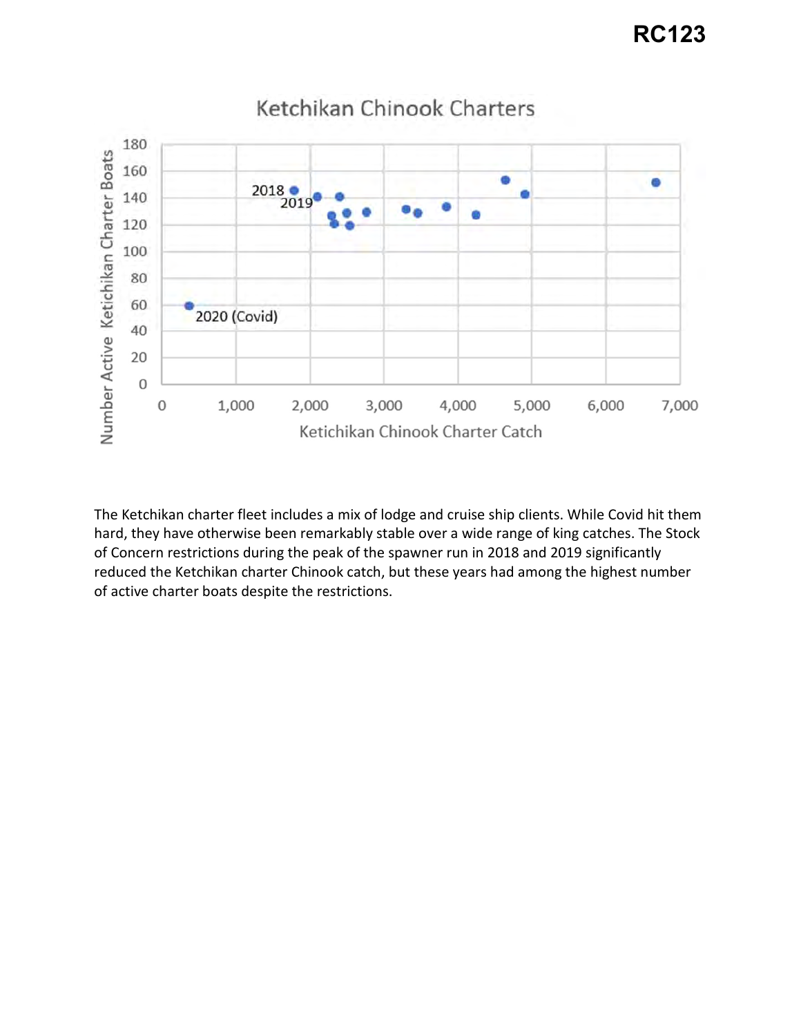RC123

Ketchikan Chinook Charters

Number Active Ketichikan Charter Boats

180
160
140
120
100
80
60
40
20
0

0
1,000
2,000
3,000
4,000
5,000
6,000
7,000

Ketichikan Chinook Charter Catch

2018
2019
2020 (Covid)

The Ketchikan charter fleet includes a mix of lodge and cruise ship clients. While Covid hit them hard, they have otherwise been remarkably stable over a wide range of king catches. The Stock of Concern restrictions during the peak of the spawner run in 2018 and 2019 significantly reduced the Ketchikan charter Chinook catch, but these years had among the highest number of active charter boats despite the restrictions.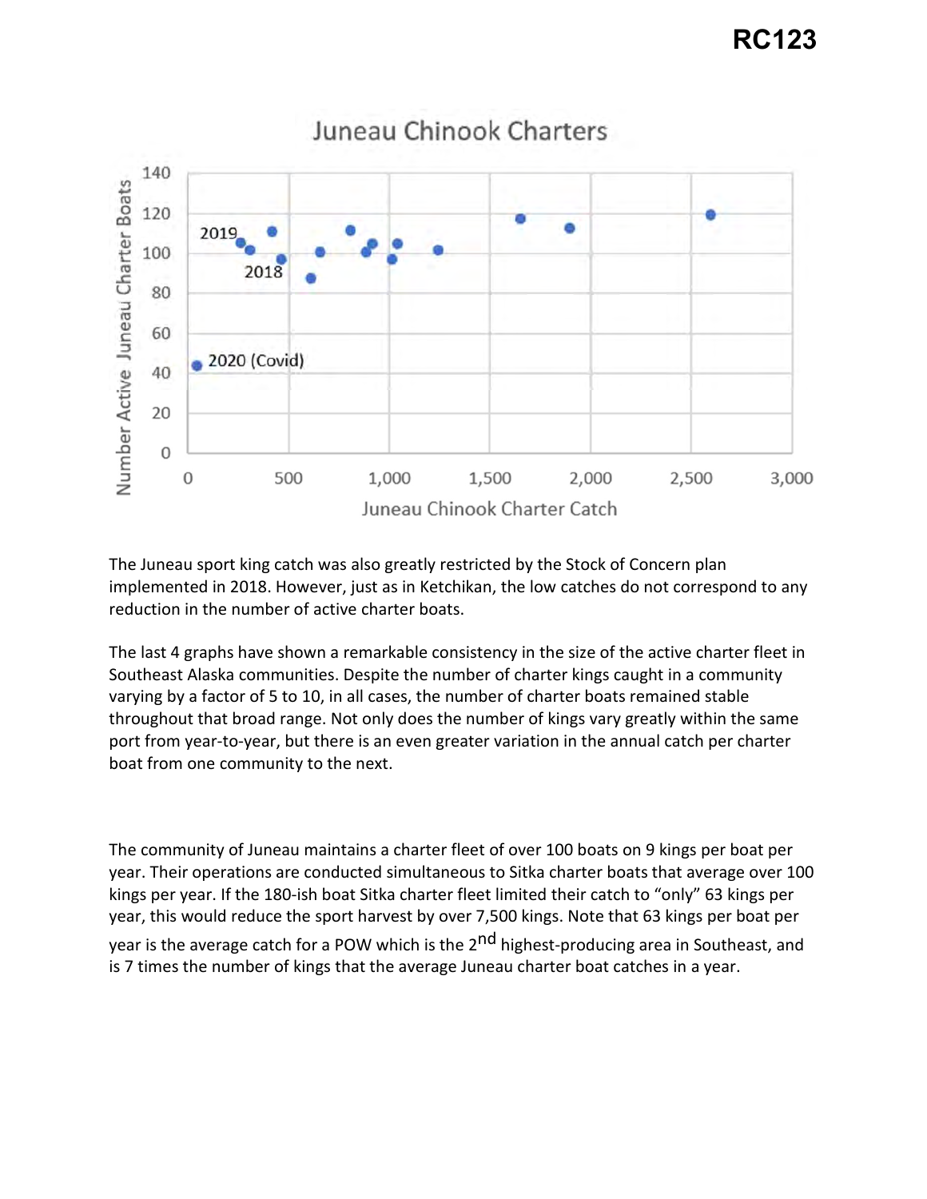RC123

Juneau Chinook Charters

Number Active Juneau Charter Boats

140
120
100
80
60
40
20
0

0
500
1,000
1,500
2,000
2,500
3,000

Juneau Chinook Charter Catch

2019
2018
2020 (Covid)

The Juneau sport king catch was also greatly restricted by the Stock of Concern plan implemented in 2018. However, just as in Ketchikan, the low catches do not correspond to any reduction in the number of active charter boats.

The last 4 graphs have shown a remarkable consistency in the size of the active charter fleet in Southeast Alaska communities. Despite the number of charter kings caught in a community varying by a factor of 5 to 10, in all cases, the number of charter boats remained stable throughout that broad range. Not only does the number of kings vary greatly within the same port from year-to-year, but there is an even greater variation in the annual catch per charter boat from one community to the next.

The community of Juneau maintains a charter fleet of over 100 boats on 9 kings per boat per year. Their operations are conducted simultaneous to Sitka charter boats that average over 100 kings per year. If the 180-ish boat Sitka charter fleet limited their catch to "only" 63 kings per year, this would reduce the sport harvest by over 7,500 kings. Note that 63 kings per boat per year is the average catch for a POW which is the 2nd highest-producing area in Southeast, and is 7 times the number of kings that the average Juneau charter boat catches in a year.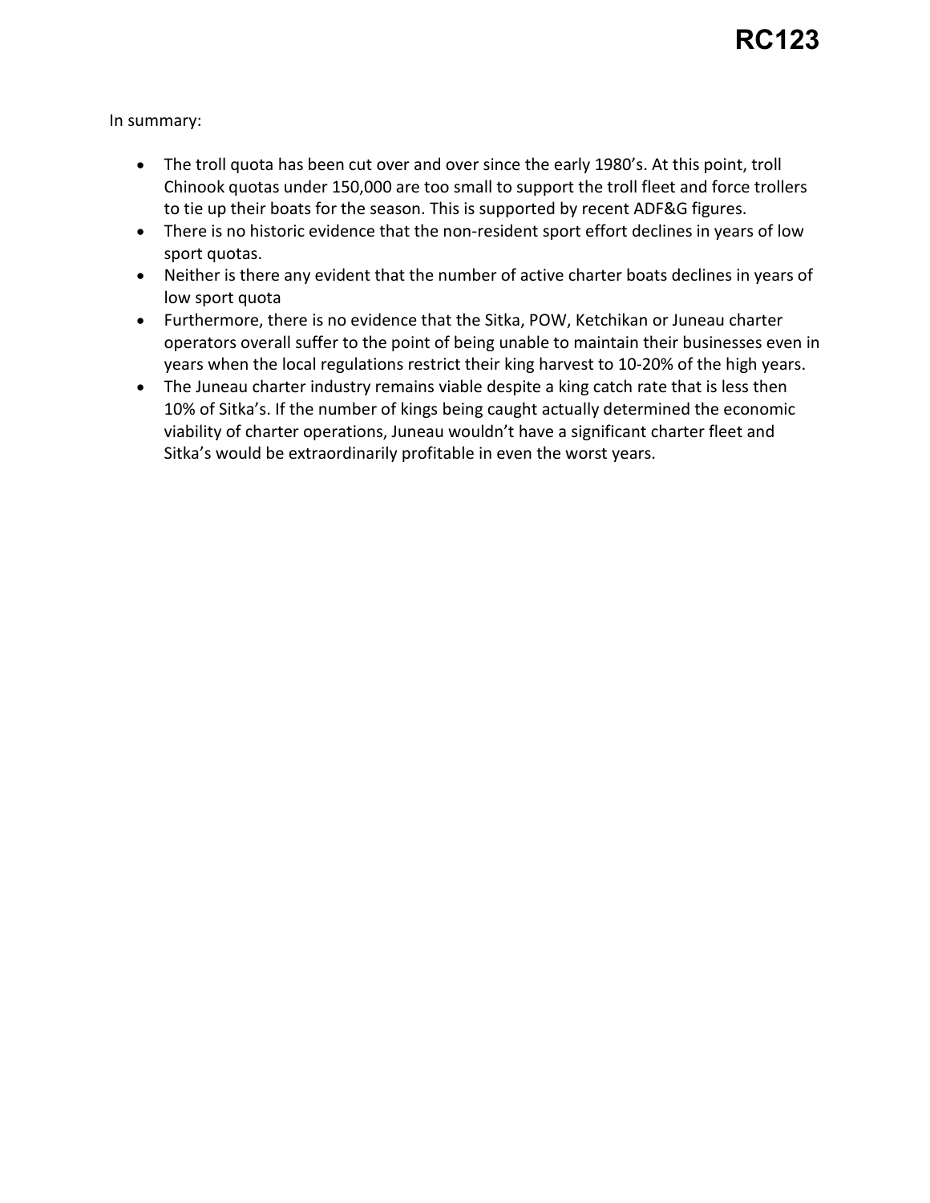In summary:

- The troll quota has been cut over and over since the early 1980's. At this point, troll Chinook quotas under 150,000 are too small to support the troll fleet and force trollers to tie up their boats for the season. This is supported by recent ADF&G figures.
- There is no historic evidence that the non-resident sport effort declines in years of low sport quotas.
- Neither is there any evident that the number of active charter boats declines in years of low sport quota
- Furthermore, there is no evidence that the Sitka, POW, Ketchikan or Juneau charter operators overall suffer to the point of being unable to maintain their businesses even in years when the local regulations restrict their king harvest to 10-20% of the high years.
- The Juneau charter industry remains viable despite a king catch rate that is less then 10% of Sitka's. If the number of kings being caught actually determined the economic viability of charter operations, Juneau wouldn't have a significant charter fleet and Sitka's would be extraordinarily profitable in even the worst years.